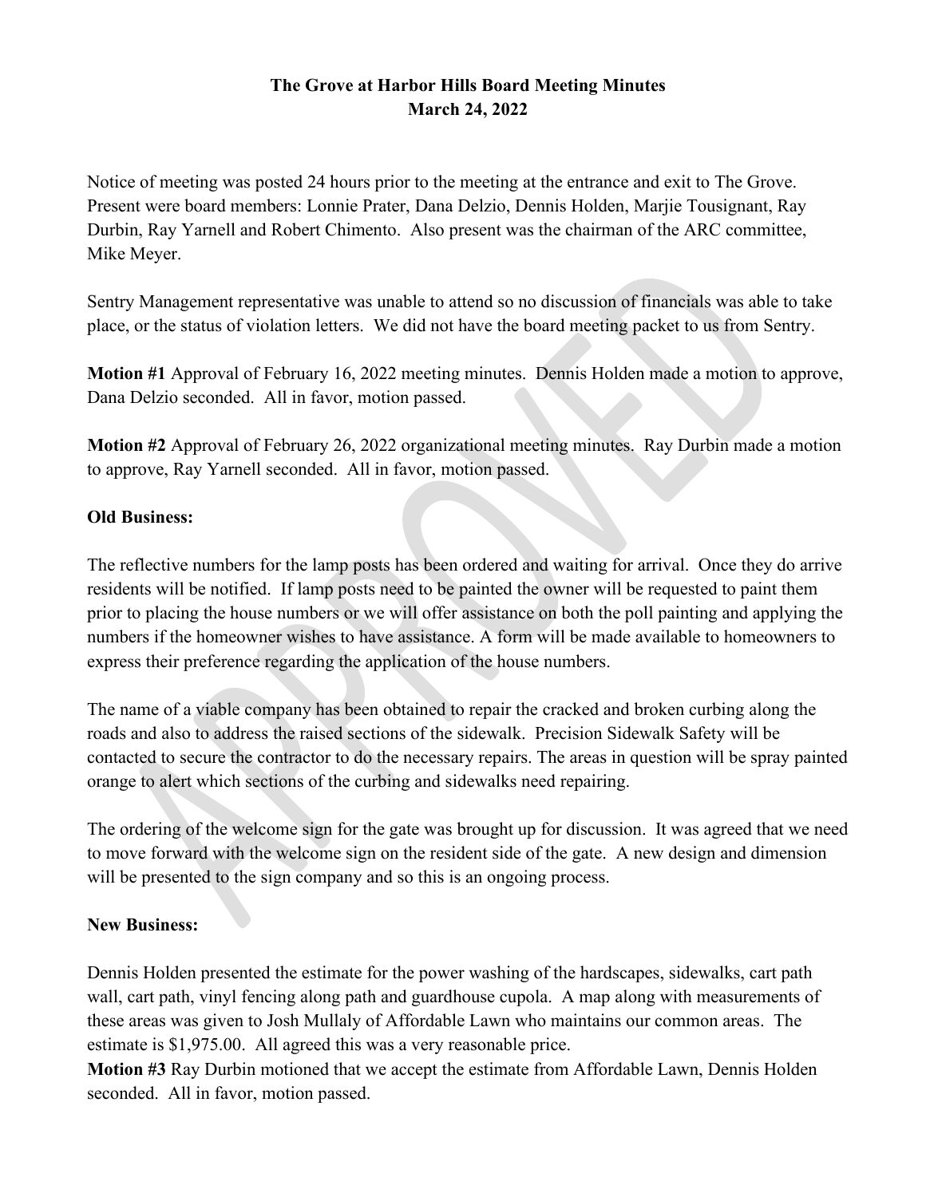# The Grove at Harbor Hills Board Meeting Minutes
## March 24, 2022

Notice of meeting was posted 24 hours prior to the meeting at the entrance and exit to The Grove. Present were board members: Lonnie Prater, Dana Delzio, Dennis Holden, Marjie Tousignant, Ray Durbin, Ray Yarnell and Robert Chimento. Also present was the chairman of the ARC committee, Mike Meyer.

Sentry Management representative was unable to attend so no discussion of financials was able to take place, or the status of violation letters. We did not have the board meeting packet to us from Sentry.

**Motion #1** Approval of February 16, 2022 meeting minutes. Dennis Holden made a motion to approve, Dana Delzio seconded. All in favor, motion passed.

**Motion #2** Approval of February 26, 2022 organizational meeting minutes. Ray Durbin made a motion to approve, Ray Yarnell seconded. All in favor, motion passed.

**Old Business:**

The reflective numbers for the lamp posts has been ordered and waiting for arrival. Once they do arrive residents will be notified. If lamp posts need to be painted the owner will be requested to paint them prior to placing the house numbers or we will offer assistance on both the poll painting and applying the numbers if the homeowner wishes to have assistance. A form will be made available to homeowners to express their preference regarding the application of the house numbers.

The name of a viable company has been obtained to repair the cracked and broken curbing along the roads and also to address the raised sections of the sidewalk. Precision Sidewalk Safety will be contacted to secure the contractor to do the necessary repairs. The areas in question will be spray painted orange to alert which sections of the curbing and sidewalks need repairing.

The ordering of the welcome sign for the gate was brought up for discussion. It was agreed that we need to move forward with the welcome sign on the resident side of the gate. A new design and dimension will be presented to the sign company and so this is an ongoing process.

**New Business:**

Dennis Holden presented the estimate for the power washing of the hardscapes, sidewalks, cart path wall, cart path, vinyl fencing along path and guardhouse cupola. A map along with measurements of these areas was given to Josh Mullaly of Affordable Lawn who maintains our common areas. The estimate is $1,975.00. All agreed this was a very reasonable price.

**Motion #3** Ray Durbin motioned that we accept the estimate from Affordable Lawn, Dennis Holden seconded. All in favor, motion passed.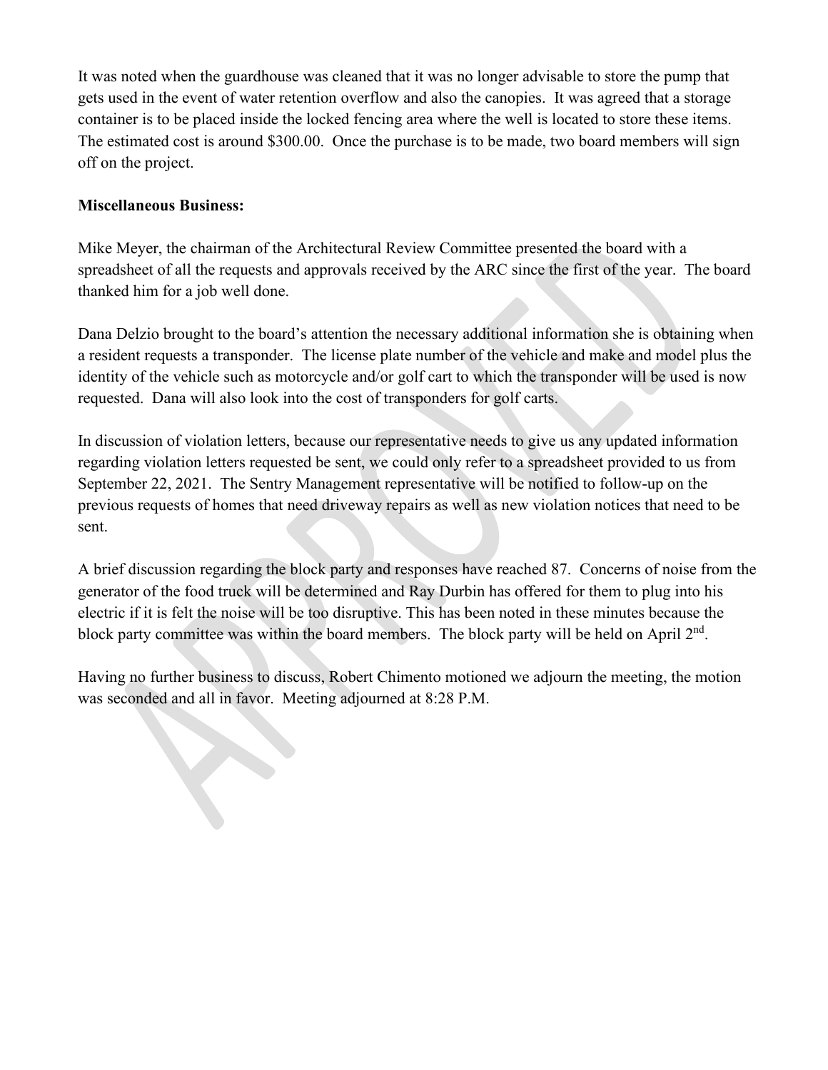It was noted when the guardhouse was cleaned that it was no longer advisable to store the pump that gets used in the event of water retention overflow and also the canopies. It was agreed that a storage container is to be placed inside the locked fencing area where the well is located to store these items. The estimated cost is around $300.00. Once the purchase is to be made, two board members will sign off on the project.

**Miscellaneous Business:**

Mike Meyer, the chairman of the Architectural Review Committee presented the board with a spreadsheet of all the requests and approvals received by the ARC since the first of the year. The board thanked him for a job well done.

Dana Delzio brought to the board's attention the necessary additional information she is obtaining when a resident requests a transponder. The license plate number of the vehicle and make and model plus the identity of the vehicle such as motorcycle and/or golf cart to which the transponder will be used is now requested. Dana will also look into the cost of transponders for golf carts.

In discussion of violation letters, because our representative needs to give us any updated information regarding violation letters requested be sent, we could only refer to a spreadsheet provided to us from September 22, 2021. The Sentry Management representative will be notified to follow-up on the previous requests of homes that need driveway repairs as well as new violation notices that need to be sent.

A brief discussion regarding the block party and responses have reached 87. Concerns of noise from the generator of the food truck will be determined and Ray Durbin has offered for them to plug into his electric if it is felt the noise will be too disruptive. This has been noted in these minutes because the block party committee was within the board members. The block party will be held on April 2nd.

Having no further business to discuss, Robert Chimento motioned we adjourn the meeting, the motion was seconded and all in favor. Meeting adjourned at 8:28 P.M.